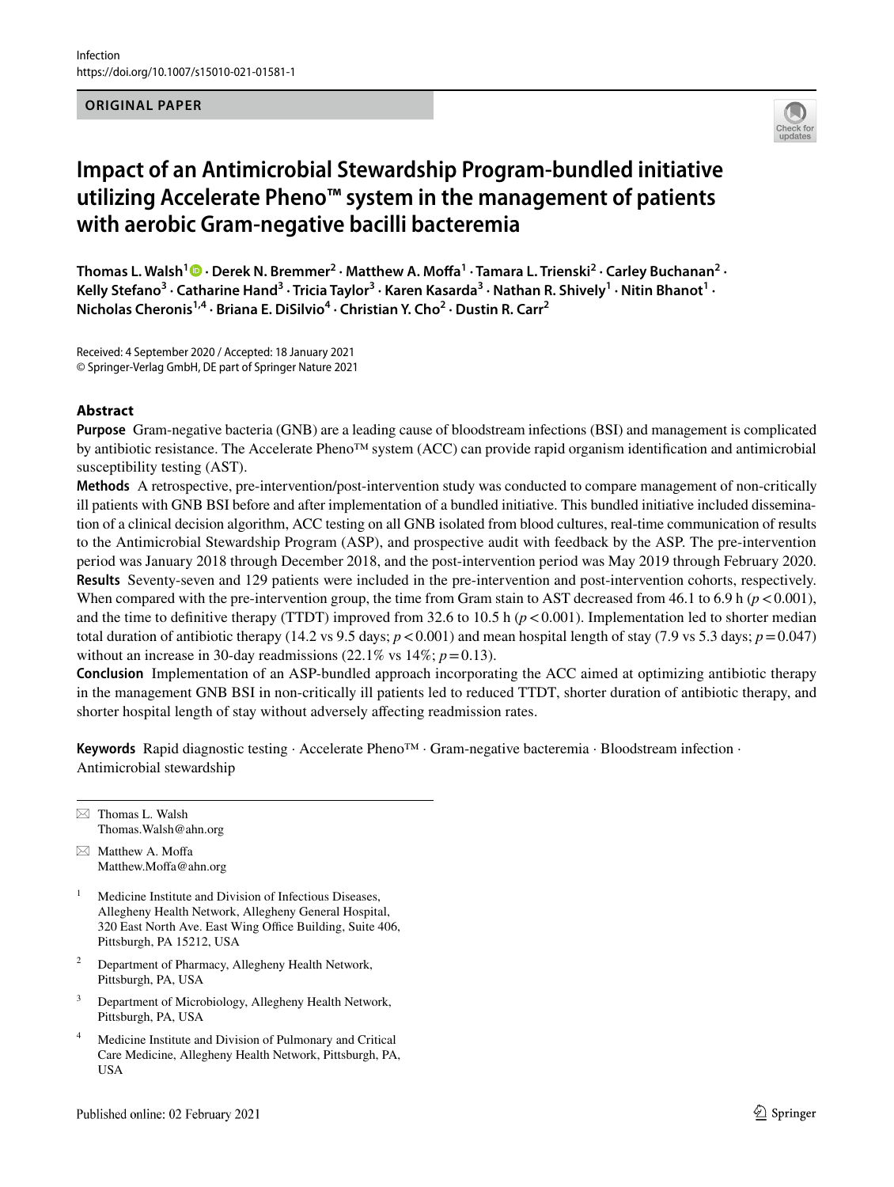Infection
https://doi.org/10.1007/s15010-021-01581-1

**ORIGINAL PAPER**

# Impact of an Antimicrobial Stewardship Program-bundled initiative utilizing Accelerate Pheno™ system in the management of patients with aerobic Gram-negative bacilli bacteremia

**Thomas L. Walsh[1] · Derek N. Bremmer[2] · Matthew A. Moffa[1] · Tamara L. Trienski[2] · Carley Buchanan[2] · Kelly Stefano[3] · Catharine Hand[3] · Tricia Taylor[3] · Karen Kasarda[3] · Nathan R. Shively[1] · Nitin Bhanot[1] · Nicholas Cheronis[1,4] · Briana E. DiSilvio[4] · Christian Y. Cho[2] · Dustin R. Carr[2]**

Received: 4 September 2020 / Accepted: 18 January 2021
© Springer-Verlag GmbH, DE part of Springer Nature 2021

## Abstract

**Purpose** Gram-negative bacteria (GNB) are a leading cause of bloodstream infections (BSI) and management is complicated by antibiotic resistance. The Accelerate Pheno™ system (ACC) can provide rapid organism identification and antimicrobial susceptibility testing (AST).

**Methods** A retrospective, pre-intervention/post-intervention study was conducted to compare management of non-critically ill patients with GNB BSI before and after implementation of a bundled initiative. This bundled initiative included dissemination of a clinical decision algorithm, ACC testing on all GNB isolated from blood cultures, real-time communication of results to the Antimicrobial Stewardship Program (ASP), and prospective audit with feedback by the ASP. The pre-intervention period was January 2018 through December 2018, and the post-intervention period was May 2019 through February 2020.

**Results** Seventy-seven and 129 patients were included in the pre-intervention and post-intervention cohorts, respectively. When compared with the pre-intervention group, the time from Gram stain to AST decreased from 46.1 to 6.9 h ($p < 0.001$), and the time to definitive therapy (TTDT) improved from 32.6 to 10.5 h ($p < 0.001$). Implementation led to shorter median total duration of antibiotic therapy (14.2 vs 9.5 days; $p < 0.001$) and mean hospital length of stay (7.9 vs 5.3 days; $p = 0.047$) without an increase in 30-day readmissions (22.1% vs 14%; $p = 0.13$).

**Conclusion** Implementation of an ASP-bundled approach incorporating the ACC aimed at optimizing antibiotic therapy in the management GNB BSI in non-critically ill patients led to reduced TTDT, shorter duration of antibiotic therapy, and shorter hospital length of stay without adversely affecting readmission rates.

**Keywords** Rapid diagnostic testing · Accelerate Pheno™ · Gram-negative bacteremia · Bloodstream infection · Antimicrobial stewardship

---

✉ Thomas L. Walsh
Thomas.Walsh@ahn.org

✉ Matthew A. Moffa
Matthew.Moffa@ahn.org

[1] Medicine Institute and Division of Infectious Diseases, Allegheny Health Network, Allegheny General Hospital, 320 East North Ave. East Wing Office Building, Suite 406, Pittsburgh, PA 15212, USA

[2] Department of Pharmacy, Allegheny Health Network, Pittsburgh, PA, USA

[3] Department of Microbiology, Allegheny Health Network, Pittsburgh, PA, USA

[4] Medicine Institute and Division of Pulmonary and Critical Care Medicine, Allegheny Health Network, Pittsburgh, PA, USA

Published online: 02 February 2021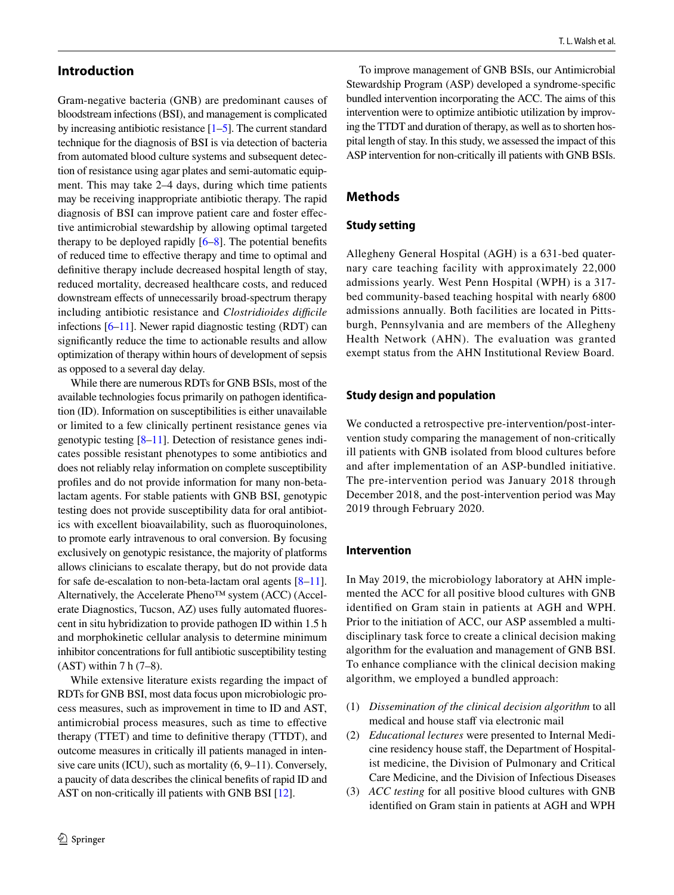## Introduction

Gram-negative bacteria (GNB) are predominant causes of bloodstream infections (BSI), and management is complicated by increasing antibiotic resistance [1–5]. The current standard technique for the diagnosis of BSI is via detection of bacteria from automated blood culture systems and subsequent detection of resistance using agar plates and semi-automatic equipment. This may take 2–4 days, during which time patients may be receiving inappropriate antibiotic therapy. The rapid diagnosis of BSI can improve patient care and foster effective antimicrobial stewardship by allowing optimal targeted therapy to be deployed rapidly [6–8]. The potential benefits of reduced time to effective therapy and time to optimal and definitive therapy include decreased hospital length of stay, reduced mortality, decreased healthcare costs, and reduced downstream effects of unnecessarily broad-spectrum therapy including antibiotic resistance and *Clostridioides difficile* infections [6–11]. Newer rapid diagnostic testing (RDT) can significantly reduce the time to actionable results and allow optimization of therapy within hours of development of sepsis as opposed to a several day delay.

While there are numerous RDTs for GNB BSIs, most of the available technologies focus primarily on pathogen identification (ID). Information on susceptibilities is either unavailable or limited to a few clinically pertinent resistance genes via genotypic testing [8–11]. Detection of resistance genes indicates possible resistant phenotypes to some antibiotics and does not reliably relay information on complete susceptibility profiles and do not provide information for many non-beta-lactam agents. For stable patients with GNB BSI, genotypic testing does not provide susceptibility data for oral antibiotics with excellent bioavailability, such as fluoroquinolones, to promote early intravenous to oral conversion. By focusing exclusively on genotypic resistance, the majority of platforms allows clinicians to escalate therapy, but do not provide data for safe de-escalation to non-beta-lactam oral agents [8–11]. Alternatively, the Accelerate Pheno™ system (ACC) (Accelerate Diagnostics, Tucson, AZ) uses fully automated fluorescent in situ hybridization to provide pathogen ID within 1.5 h and morphokinetic cellular analysis to determine minimum inhibitor concentrations for full antibiotic susceptibility testing (AST) within 7 h (7–8).

While extensive literature exists regarding the impact of RDTs for GNB BSI, most data focus upon microbiologic process measures, such as improvement in time to ID and AST, antimicrobial process measures, such as time to effective therapy (TTET) and time to definitive therapy (TTDT), and outcome measures in critically ill patients managed in intensive care units (ICU), such as mortality (6, 9–11). Conversely, a paucity of data describes the clinical benefits of rapid ID and AST on non-critically ill patients with GNB BSI [12].

To improve management of GNB BSIs, our Antimicrobial Stewardship Program (ASP) developed a syndrome-specific bundled intervention incorporating the ACC. The aims of this intervention were to optimize antibiotic utilization by improving the TTDT and duration of therapy, as well as to shorten hospital length of stay. In this study, we assessed the impact of this ASP intervention for non-critically ill patients with GNB BSIs.

## Methods

### Study setting

Allegheny General Hospital (AGH) is a 631-bed quaternary care teaching facility with approximately 22,000 admissions yearly. West Penn Hospital (WPH) is a 317-bed community-based teaching hospital with nearly 6800 admissions annually. Both facilities are located in Pittsburgh, Pennsylvania and are members of the Allegheny Health Network (AHN). The evaluation was granted exempt status from the AHN Institutional Review Board.

### Study design and population

We conducted a retrospective pre-intervention/post-intervention study comparing the management of non-critically ill patients with GNB isolated from blood cultures before and after implementation of an ASP-bundled initiative. The pre-intervention period was January 2018 through December 2018, and the post-intervention period was May 2019 through February 2020.

### Intervention

In May 2019, the microbiology laboratory at AHN implemented the ACC for all positive blood cultures with GNB identified on Gram stain in patients at AGH and WPH. Prior to the initiation of ACC, our ASP assembled a multidisciplinary task force to create a clinical decision making algorithm for the evaluation and management of GNB BSI. To enhance compliance with the clinical decision making algorithm, we employed a bundled approach:

1. *Dissemination of the clinical decision algorithm* to all medical and house staff via electronic mail
2. *Educational lectures* were presented to Internal Medicine residency house staff, the Department of Hospitalist medicine, the Division of Pulmonary and Critical Care Medicine, and the Division of Infectious Diseases
3. *ACC testing* for all positive blood cultures with GNB identified on Gram stain in patients at AGH and WPH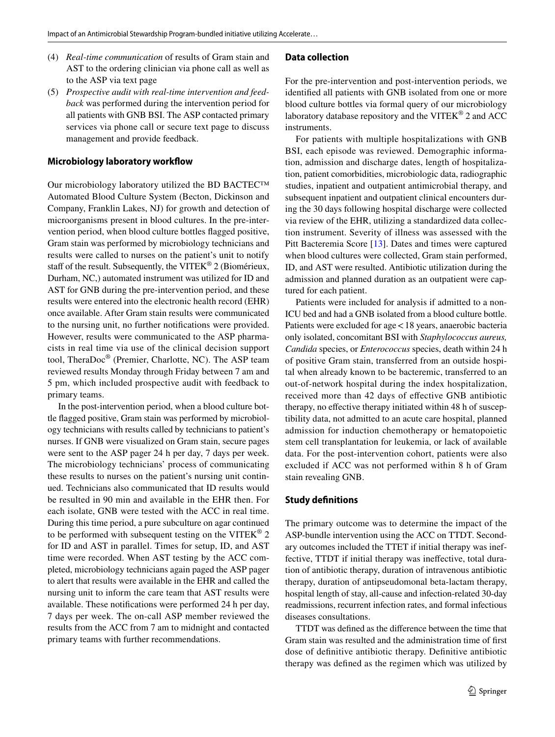(4) *Real-time communication* of results of Gram stain and AST to the ordering clinician via phone call as well as to the ASP via text page
(5) *Prospective audit with real-time intervention and feedback* was performed during the intervention period for all patients with GNB BSI. The ASP contacted primary services via phone call or secure text page to discuss management and provide feedback.

### Microbiology laboratory workflow

Our microbiology laboratory utilized the BD BACTEC™ Automated Blood Culture System (Becton, Dickinson and Company, Franklin Lakes, NJ) for growth and detection of microorganisms present in blood cultures. In the pre-intervention period, when blood culture bottles flagged positive, Gram stain was performed by microbiology technicians and results were called to nurses on the patient's unit to notify staff of the result. Subsequently, the VITEK® 2 (Biomérieux, Durham, NC,) automated instrument was utilized for ID and AST for GNB during the pre-intervention period, and these results were entered into the electronic health record (EHR) once available. After Gram stain results were communicated to the nursing unit, no further notifications were provided. However, results were communicated to the ASP pharmacists in real time via use of the clinical decision support tool, TheraDoc® (Premier, Charlotte, NC). The ASP team reviewed results Monday through Friday between 7 am and 5 pm, which included prospective audit with feedback to primary teams.

In the post-intervention period, when a blood culture bottle flagged positive, Gram stain was performed by microbiology technicians with results called by technicians to patient's nurses. If GNB were visualized on Gram stain, secure pages were sent to the ASP pager 24 h per day, 7 days per week. The microbiology technicians' process of communicating these results to nurses on the patient's nursing unit continued. Technicians also communicated that ID results would be resulted in 90 min and available in the EHR then. For each isolate, GNB were tested with the ACC in real time. During this time period, a pure subculture on agar continued to be performed with subsequent testing on the VITEK® 2 for ID and AST in parallel. Times for setup, ID, and AST time were recorded. When AST testing by the ACC completed, microbiology technicians again paged the ASP pager to alert that results were available in the EHR and called the nursing unit to inform the care team that AST results were available. These notifications were performed 24 h per day, 7 days per week. The on-call ASP member reviewed the results from the ACC from 7 am to midnight and contacted primary teams with further recommendations.

### Data collection

For the pre-intervention and post-intervention periods, we identified all patients with GNB isolated from one or more blood culture bottles via formal query of our microbiology laboratory database repository and the VITEK® 2 and ACC instruments.

For patients with multiple hospitalizations with GNB BSI, each episode was reviewed. Demographic information, admission and discharge dates, length of hospitalization, patient comorbidities, microbiologic data, radiographic studies, inpatient and outpatient antimicrobial therapy, and subsequent inpatient and outpatient clinical encounters during the 30 days following hospital discharge were collected via review of the EHR, utilizing a standardized data collection instrument. Severity of illness was assessed with the Pitt Bacteremia Score [13]. Dates and times were captured when blood cultures were collected, Gram stain performed, ID, and AST were resulted. Antibiotic utilization during the admission and planned duration as an outpatient were captured for each patient.

Patients were included for analysis if admitted to a non-ICU bed and had a GNB isolated from a blood culture bottle. Patients were excluded for age < 18 years, anaerobic bacteria only isolated, concomitant BSI with *Staphylococcus aureus, Candida* species, or *Enterococcus* species, death within 24 h of positive Gram stain, transferred from an outside hospital when already known to be bacteremic, transferred to an out-of-network hospital during the index hospitalization, received more than 42 days of effective GNB antibiotic therapy, no effective therapy initiated within 48 h of susceptibility data, not admitted to an acute care hospital, planned admission for induction chemotherapy or hematopoietic stem cell transplantation for leukemia, or lack of available data. For the post-intervention cohort, patients were also excluded if ACC was not performed within 8 h of Gram stain revealing GNB.

### Study definitions

The primary outcome was to determine the impact of the ASP-bundle intervention using the ACC on TTDT. Secondary outcomes included the TTET if initial therapy was ineffective, TTDT if initial therapy was ineffective, total duration of antibiotic therapy, duration of intravenous antibiotic therapy, duration of antipseudomonal beta-lactam therapy, hospital length of stay, all-cause and infection-related 30-day readmissions, recurrent infection rates, and formal infectious diseases consultations.

TTDT was defined as the difference between the time that Gram stain was resulted and the administration time of first dose of definitive antibiotic therapy. Definitive antibiotic therapy was defined as the regimen which was utilized by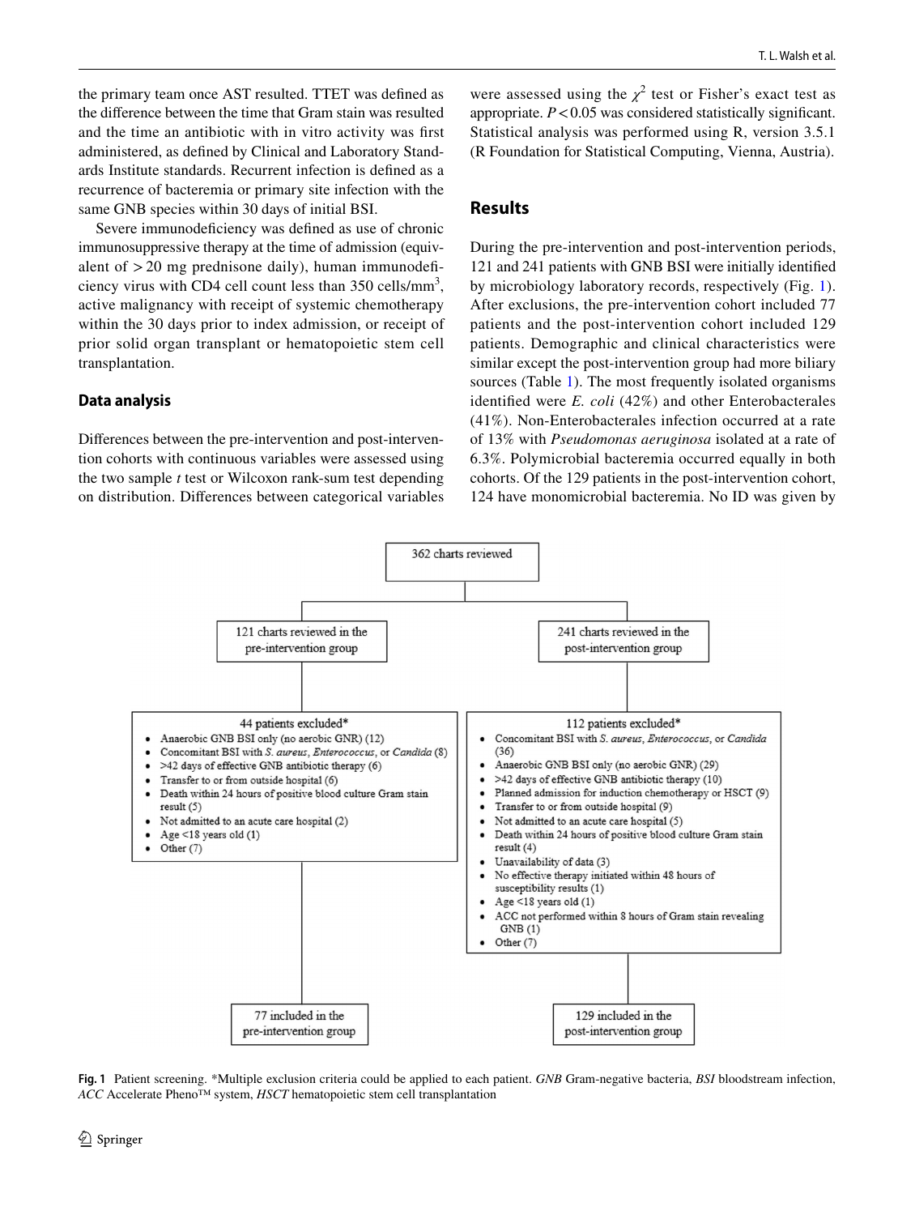the primary team once AST resulted. TTET was defined as the difference between the time that Gram stain was resulted and the time an antibiotic with in vitro activity was first administered, as defined by Clinical and Laboratory Standards Institute standards. Recurrent infection is defined as a recurrence of bacteremia or primary site infection with the same GNB species within 30 days of initial BSI.

Severe immunodeficiency was defined as use of chronic immunosuppressive therapy at the time of admission (equivalent of > 20 mg prednisone daily), human immunodeficiency virus with CD4 cell count less than 350 cells/mm$^3$, active malignancy with receipt of systemic chemotherapy within the 30 days prior to index admission, or receipt of prior solid organ transplant or hematopoietic stem cell transplantation.

### Data analysis

Differences between the pre-intervention and post-intervention cohorts with continuous variables were assessed using the two sample *t* test or Wilcoxon rank-sum test depending on distribution. Differences between categorical variables were assessed using the $\chi^2$ test or Fisher's exact test as appropriate. $P < 0.05$ was considered statistically significant. Statistical analysis was performed using R, version 3.5.1 (R Foundation for Statistical Computing, Vienna, Austria).

## Results

During the pre-intervention and post-intervention periods, 121 and 241 patients with GNB BSI were initially identified by microbiology laboratory records, respectively (Fig. 1). After exclusions, the pre-intervention cohort included 77 patients and the post-intervention cohort included 129 patients. Demographic and clinical characteristics were similar except the post-intervention group had more biliary sources (Table 1). The most frequently isolated organisms identified were *E. coli* (42%) and other Enterobacterales (41%). Non-Enterobacterales infection occurred at a rate of 13% with *Pseudomonas aeruginosa* isolated at a rate of 6.3%. Polymicrobial bacteremia occurred equally in both cohorts. Of the 129 patients in the post-intervention cohort, 124 have monomicrobial bacteremia. No ID was given by

362 charts reviewed

121 charts reviewed in the pre-intervention group

241 charts reviewed in the post-intervention group

44 patients excluded*
- Anaerobic GNB BSI only (no aerobic GNR) (12)
- Concomitant BSI with *S. aureus*, *Enterococcus*, or *Candida* (8)
- >42 days of effective GNB antibiotic therapy (6)
- Transfer to or from outside hospital (6)
- Death within 24 hours of positive blood culture Gram stain result (5)
- Not admitted to an acute care hospital (2)
- Age <18 years old (1)
- Other (7)

112 patients excluded*
- Concomitant BSI with *S. aureus*, *Enterococcus*, or *Candida* (36)
- Anaerobic GNB BSI only (no aerobic GNR) (29)
- >42 days of effective GNB antibiotic therapy (10)
- Planned admission for induction chemotherapy or HSCT (9)
- Transfer to or from outside hospital (9)
- Not admitted to an acute care hospital (5)
- Death within 24 hours of positive blood culture Gram stain result (4)
- Unavailability of data (3)
- No effective therapy initiated within 48 hours of susceptibility results (1)
- Age <18 years old (1)
- ACC not performed within 8 hours of Gram stain revealing GNB (1)
- Other (7)

77 included in the pre-intervention group

129 included in the post-intervention group

**Fig. 1** Patient screening. *Multiple exclusion criteria could be applied to each patient. *GNB* Gram-negative bacteria, *BSI* bloodstream infection, *ACC* Accelerate Pheno™ system, *HSCT* hematopoietic stem cell transplantation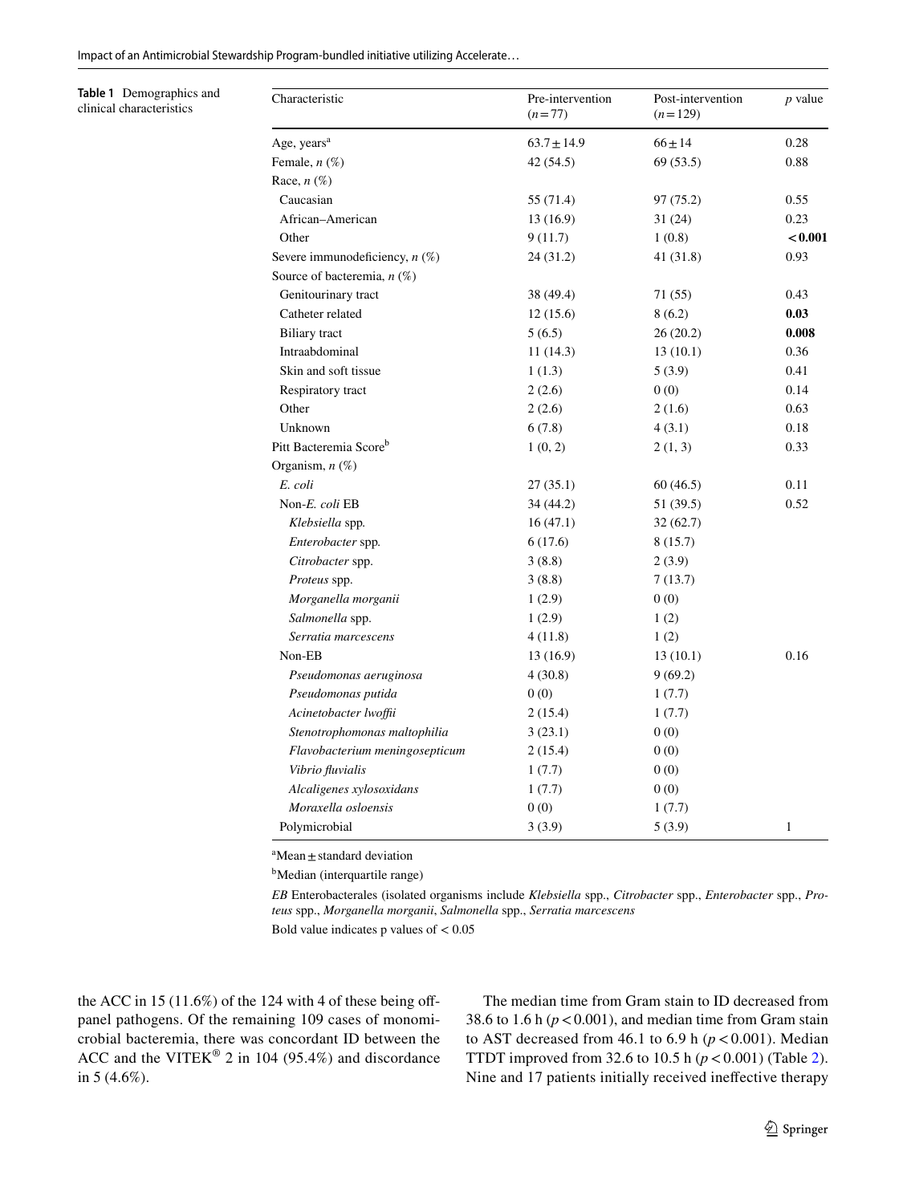**Table 1** Demographics and clinical characteristics

| Characteristic | Pre-intervention ($n = 77$) | Post-intervention ($n = 129$) | *p* value |
|---|---|---|---|
| Age, years[a] | 63.7 ± 14.9 | 66 ± 14 | 0.28 |
| Female, *n* (%) | 42 (54.5) | 69 (53.5) | 0.88 |
| Race, *n* (%) | | | |
| Caucasian | 55 (71.4) | 97 (75.2) | 0.55 |
| African–American | 13 (16.9) | 31 (24) | 0.23 |
| Other | 9 (11.7) | 1 (0.8) | **< 0.001** |
| Severe immunodeficiency, *n* (%) | 24 (31.2) | 41 (31.8) | 0.93 |
| Source of bacteremia, *n* (%) | | | |
| Genitourinary tract | 38 (49.4) | 71 (55) | 0.43 |
| Catheter related | 12 (15.6) | 8 (6.2) | **0.03** |
| Biliary tract | 5 (6.5) | 26 (20.2) | **0.008** |
| Intraabdominal | 11 (14.3) | 13 (10.1) | 0.36 |
| Skin and soft tissue | 1 (1.3) | 5 (3.9) | 0.41 |
| Respiratory tract | 2 (2.6) | 0 (0) | 0.14 |
| Other | 2 (2.6) | 2 (1.6) | 0.63 |
| Unknown | 6 (7.8) | 4 (3.1) | 0.18 |
| Pitt Bacteremia Score[b] | 1 (0, 2) | 2 (1, 3) | 0.33 |
| Organism, *n* (%) | | | |
| *E. coli* | 27 (35.1) | 60 (46.5) | 0.11 |
| Non-*E. coli* EB | 34 (44.2) | 51 (39.5) | 0.52 |
| *Klebsiella* spp. | 16 (47.1) | 32 (62.7) | |
| *Enterobacter* spp. | 6 (17.6) | 8 (15.7) | |
| *Citrobacter* spp. | 3 (8.8) | 2 (3.9) | |
| *Proteus* spp. | 3 (8.8) | 7 (13.7) | |
| *Morganella morganii* | 1 (2.9) | 0 (0) | |
| *Salmonella* spp. | 1 (2.9) | 1 (2) | |
| *Serratia marcescens* | 4 (11.8) | 1 (2) | |
| Non-EB | 13 (16.9) | 13 (10.1) | 0.16 |
| *Pseudomonas aeruginosa* | 4 (30.8) | 9 (69.2) | |
| *Pseudomonas putida* | 0 (0) | 1 (7.7) | |
| *Acinetobacter lwoffii* | 2 (15.4) | 1 (7.7) | |
| *Stenotrophomonas maltophilia* | 3 (23.1) | 0 (0) | |
| *Flavobacterium meningosepticum* | 2 (15.4) | 0 (0) | |
| *Vibrio fluvialis* | 1 (7.7) | 0 (0) | |
| *Alcaligenes xylosoxidans* | 1 (7.7) | 0 (0) | |
| *Moraxella osloensis* | 0 (0) | 1 (7.7) | |
| Polymicrobial | 3 (3.9) | 5 (3.9) | 1 |

[a]Mean ± standard deviation

[b]Median (interquartile range)

*EB* Enterobacterales (isolated organisms include *Klebsiella* spp., *Citrobacter* spp., *Enterobacter* spp., *Proteus* spp., *Morganella morganii*, *Salmonella* spp., *Serratia marcescens*

Bold value indicates p values of < 0.05

the ACC in 15 (11.6%) of the 124 with 4 of these being off-panel pathogens. Of the remaining 109 cases of monomicrobial bacteremia, there was concordant ID between the ACC and the VITEK® 2 in 104 (95.4%) and discordance in 5 (4.6%).

The median time from Gram stain to ID decreased from 38.6 to 1.6 h ($p < 0.001$), and median time from Gram stain to AST decreased from 46.1 to 6.9 h ($p < 0.001$). Median TTDT improved from 32.6 to 10.5 h ($p < 0.001$) (Table 2). Nine and 17 patients initially received ineffective therapy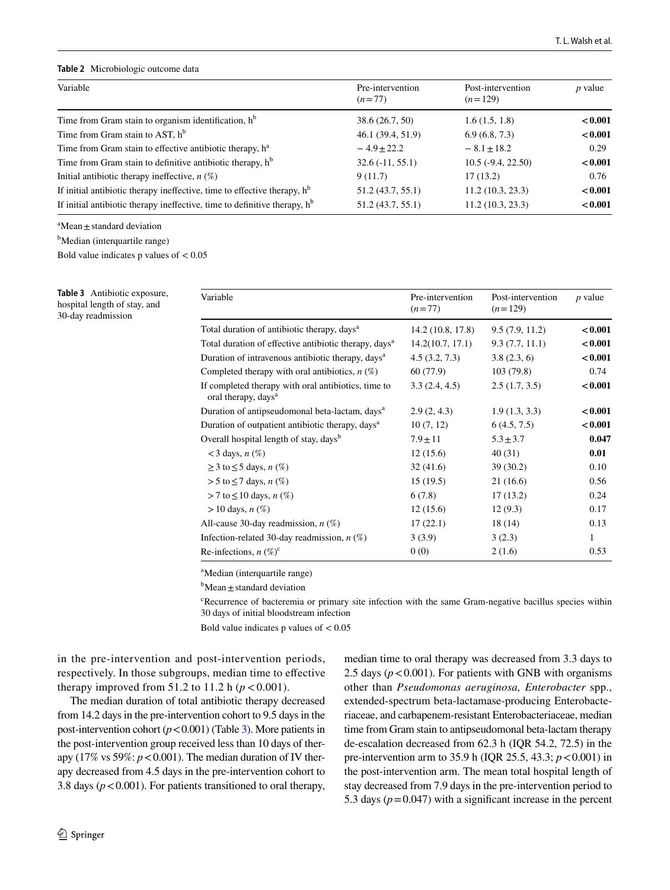**Table 2** Microbiologic outcome data

| Variable | Pre-intervention ($n=77$) | Post-intervention ($n=129$) | $p$ value |
|---|---|---|---|
| Time from Gram stain to organism identification, h[b] | 38.6 (26.7, 50) | 1.6 (1.5, 1.8) | **< 0.001** |
| Time from Gram stain to AST, h[b] | 46.1 (39.4, 51.9) | 6.9 (6.8, 7.3) | **< 0.001** |
| Time from Gram stain to effective antibiotic therapy, h[a] | − 4.9 ± 22.2 | − 8.1 ± 18.2 | 0.29 |
| Time from Gram stain to definitive antibiotic therapy, h[b] | 32.6 (-11, 55.1) | 10.5 (-9.4, 22.50) | **< 0.001** |
| Initial antibiotic therapy ineffective, $n$ (%) | 9 (11.7) | 17 (13.2) | 0.76 |
| If initial antibiotic therapy ineffective, time to effective therapy, h[b] | 51.2 (43.7, 55.1) | 11.2 (10.3, 23.3) | **< 0.001** |
| If initial antibiotic therapy ineffective, time to definitive therapy, h[b] | 51.2 (43.7, 55.1) | 11.2 (10.3, 23.3) | **< 0.001** |

[a]Mean ± standard deviation

[b]Median (interquartile range)

Bold value indicates p values of < 0.05

**Table 3** Antibiotic exposure, hospital length of stay, and 30-day readmission

| Variable | Pre-intervention ($n=77$) | Post-intervention ($n=129$) | $p$ value |
|---|---|---|---|
| Total duration of antibiotic therapy, days[a] | 14.2 (10.8, 17.8) | 9.5 (7.9, 11.2) | **< 0.001** |
| Total duration of effective antibiotic therapy, days[a] | 14.2(10.7, 17.1) | 9.3 (7.7, 11.1) | **< 0.001** |
| Duration of intravenous antibiotic therapy, days[a] | 4.5 (3.2, 7.3) | 3.8 (2.3, 6) | **< 0.001** |
| Completed therapy with oral antibiotics, $n$ (%) | 60 (77.9) | 103 (79.8) | 0.74 |
| If completed therapy with oral antibiotics, time to oral therapy, days[a] | 3.3 (2.4, 4.5) | 2.5 (1.7, 3.5) | **< 0.001** |
| Duration of antipseudomonal beta-lactam, days[a] | 2.9 (2, 4.3) | 1.9 (1.3, 3.3) | **< 0.001** |
| Duration of outpatient antibiotic therapy, days[a] | 10 (7, 12) | 6 (4.5, 7.5) | **< 0.001** |
| Overall hospital length of stay, days[b] | 7.9 ± 11 | 5.3 ± 3.7 | **0.047** |
| < 3 days, $n$ (%) | 12 (15.6) | 40 (31) | **0.01** |
| ≥ 3 to ≤ 5 days, $n$ (%) | 32 (41.6) | 39 (30.2) | 0.10 |
| > 5 to ≤ 7 days, $n$ (%) | 15 (19.5) | 21 (16.6) | 0.56 |
| > 7 to ≤ 10 days, $n$ (%) | 6 (7.8) | 17 (13.2) | 0.24 |
| > 10 days, $n$ (%) | 12 (15.6) | 12 (9.3) | 0.17 |
| All-cause 30-day readmission, $n$ (%) | 17 (22.1) | 18 (14) | 0.13 |
| Infection-related 30-day readmission, $n$ (%) | 3 (3.9) | 3 (2.3) | 1 |
| Re-infections, $n$ (%)[c] | 0 (0) | 2 (1.6) | 0.53 |

[a]Median (interquartile range)

[b]Mean ± standard deviation

[c]Recurrence of bacteremia or primary site infection with the same Gram-negative bacillus species within 30 days of initial bloodstream infection

Bold value indicates p values of < 0.05

in the pre-intervention and post-intervention periods, respectively. In those subgroups, median time to effective therapy improved from 51.2 to 11.2 h ($p < 0.001$).

The median duration of total antibiotic therapy decreased from 14.2 days in the pre-intervention cohort to 9.5 days in the post-intervention cohort ($p < 0.001$) (Table 3). More patients in the post-intervention group received less than 10 days of therapy (17% vs 59%: $p < 0.001$). The median duration of IV therapy decreased from 4.5 days in the pre-intervention cohort to 3.8 days ($p < 0.001$). For patients transitioned to oral therapy, median time to oral therapy was decreased from 3.3 days to 2.5 days ($p < 0.001$). For patients with GNB with organisms other than *Pseudomonas aeruginosa, Enterobacter* spp., extended-spectrum beta-lactamase-producing Enterobacteriaceae, and carbapenem-resistant Enterobacteriaceae, median time from Gram stain to antipseudomonal beta-lactam therapy de-escalation decreased from 62.3 h (IQR 54.2, 72.5) in the pre-intervention arm to 35.9 h (IQR 25.5, 43.3; $p < 0.001$) in the post-intervention arm. The mean total hospital length of stay decreased from 7.9 days in the pre-intervention period to 5.3 days ($p = 0.047$) with a significant increase in the percent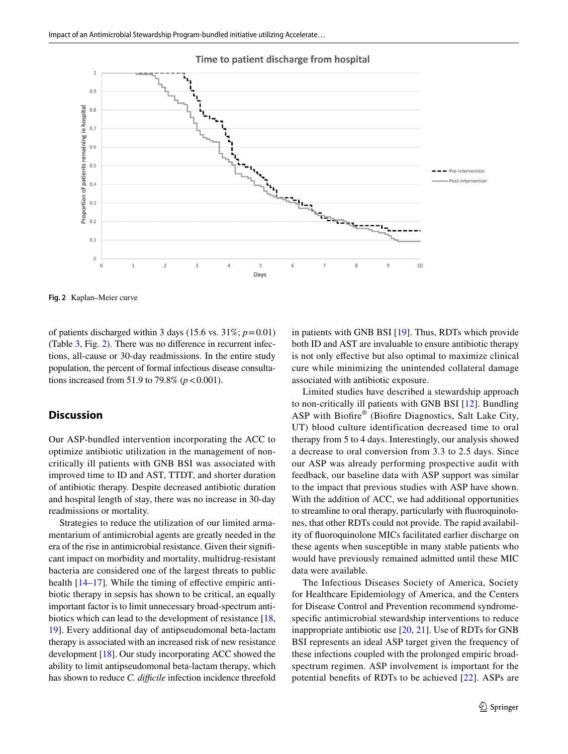Fig. 2 Kaplan–Meier curve

of patients discharged within 3 days (15.6 vs. 31%; $p=0.01$) (Table 3, Fig. 2). There was no difference in recurrent infections, all-cause or 30-day readmissions. In the entire study population, the percent of formal infectious disease consultations increased from 51.9 to 79.8% ($p<0.001$).

## Discussion

Our ASP-bundled intervention incorporating the ACC to optimize antibiotic utilization in the management of non-critically ill patients with GNB BSI was associated with improved time to ID and AST, TTDT, and shorter duration of antibiotic therapy. Despite decreased antibiotic duration and hospital length of stay, there was no increase in 30-day readmissions or mortality.

Strategies to reduce the utilization of our limited armamentarium of antimicrobial agents are greatly needed in the era of the rise in antimicrobial resistance. Given their significant impact on morbidity and mortality, multidrug-resistant bacteria are considered one of the largest threats to public health [14–17]. While the timing of effective empiric antibiotic therapy in sepsis has shown to be critical, an equally important factor is to limit unnecessary broad-spectrum antibiotics which can lead to the development of resistance [18, 19]. Every additional day of antipseudomonal beta-lactam therapy is associated with an increased risk of new resistance development [18]. Our study incorporating ACC showed the ability to limit antipseudomonal beta-lactam therapy, which has shown to reduce *C. difficile* infection incidence threefold in patients with GNB BSI [19]. Thus, RDTs which provide both ID and AST are invaluable to ensure antibiotic therapy is not only effective but also optimal to maximize clinical cure while minimizing the unintended collateral damage associated with antibiotic exposure.

Limited studies have described a stewardship approach to non-critically ill patients with GNB BSI [12]. Bundling ASP with Biofire® (Biofire Diagnostics, Salt Lake City, UT) blood culture identification decreased time to oral therapy from 5 to 4 days. Interestingly, our analysis showed a decrease to oral conversion from 3.3 to 2.5 days. Since our ASP was already performing prospective audit with feedback, our baseline data with ASP support was similar to the impact that previous studies with ASP have shown. With the addition of ACC, we had additional opportunities to streamline to oral therapy, particularly with fluoroquinolones, that other RDTs could not provide. The rapid availability of fluoroquinolone MICs facilitated earlier discharge on these agents when susceptible in many stable patients who would have previously remained admitted until these MIC data were available.

The Infectious Diseases Society of America, Society for Healthcare Epidemiology of America, and the Centers for Disease Control and Prevention recommend syndrome-specific antimicrobial stewardship interventions to reduce inappropriate antibiotic use [20, 21]. Use of RDTs for GNB BSI represents an ideal ASP target given the frequency of these infections coupled with the prolonged empiric broad-spectrum regimen. ASP involvement is important for the potential benefits of RDTs to be achieved [22]. ASPs are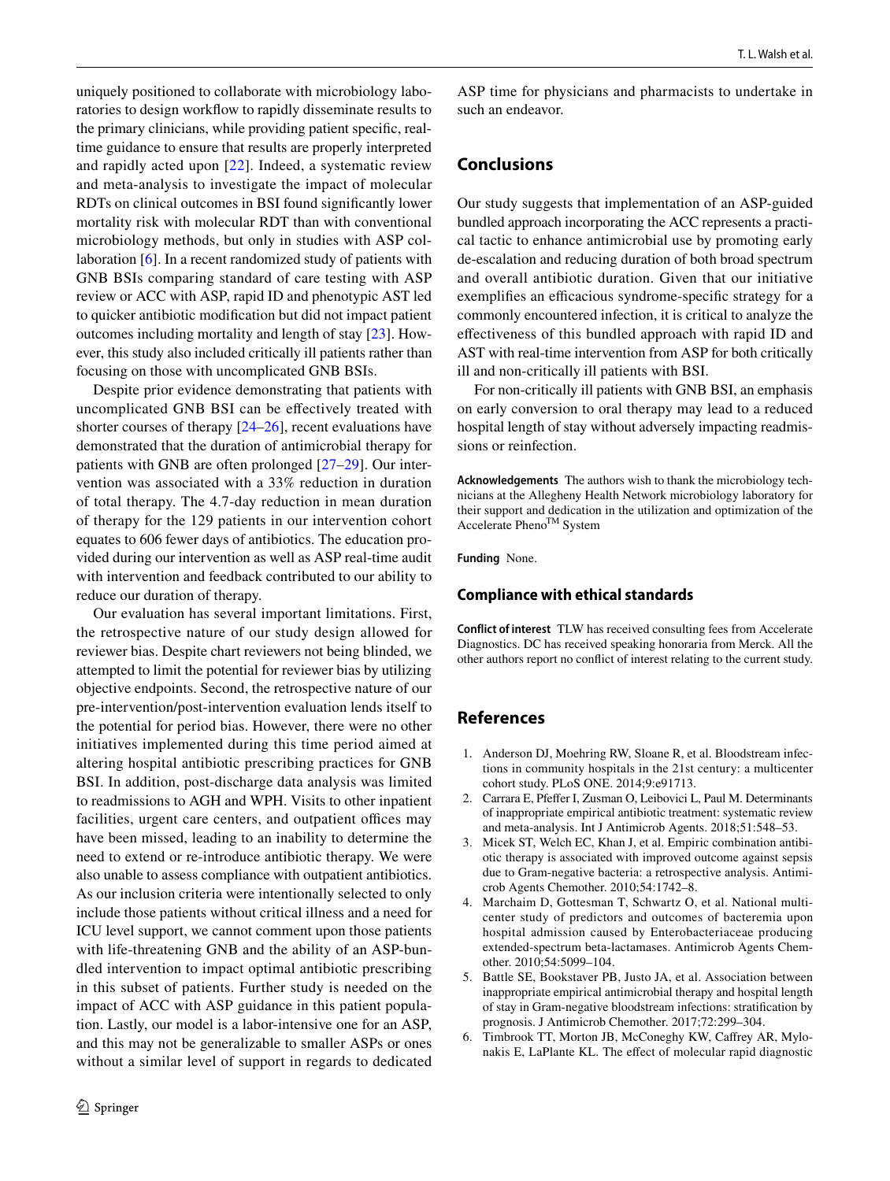uniquely positioned to collaborate with microbiology laboratories to design workflow to rapidly disseminate results to the primary clinicians, while providing patient specific, real-time guidance to ensure that results are properly interpreted and rapidly acted upon [22]. Indeed, a systematic review and meta-analysis to investigate the impact of molecular RDTs on clinical outcomes in BSI found significantly lower mortality risk with molecular RDT than with conventional microbiology methods, but only in studies with ASP collaboration [6]. In a recent randomized study of patients with GNB BSIs comparing standard of care testing with ASP review or ACC with ASP, rapid ID and phenotypic AST led to quicker antibiotic modification but did not impact patient outcomes including mortality and length of stay [23]. However, this study also included critically ill patients rather than focusing on those with uncomplicated GNB BSIs.

Despite prior evidence demonstrating that patients with uncomplicated GNB BSI can be effectively treated with shorter courses of therapy [24–26], recent evaluations have demonstrated that the duration of antimicrobial therapy for patients with GNB are often prolonged [27–29]. Our intervention was associated with a 33% reduction in duration of total therapy. The 4.7-day reduction in mean duration of therapy for the 129 patients in our intervention cohort equates to 606 fewer days of antibiotics. The education provided during our intervention as well as ASP real-time audit with intervention and feedback contributed to our ability to reduce our duration of therapy.

Our evaluation has several important limitations. First, the retrospective nature of our study design allowed for reviewer bias. Despite chart reviewers not being blinded, we attempted to limit the potential for reviewer bias by utilizing objective endpoints. Second, the retrospective nature of our pre-intervention/post-intervention evaluation lends itself to the potential for period bias. However, there were no other initiatives implemented during this time period aimed at altering hospital antibiotic prescribing practices for GNB BSI. In addition, post-discharge data analysis was limited to readmissions to AGH and WPH. Visits to other inpatient facilities, urgent care centers, and outpatient offices may have been missed, leading to an inability to determine the need to extend or re-introduce antibiotic therapy. We were also unable to assess compliance with outpatient antibiotics. As our inclusion criteria were intentionally selected to only include those patients without critical illness and a need for ICU level support, we cannot comment upon those patients with life-threatening GNB and the ability of an ASP-bundled intervention to impact optimal antibiotic prescribing in this subset of patients. Further study is needed on the impact of ACC with ASP guidance in this patient population. Lastly, our model is a labor-intensive one for an ASP, and this may not be generalizable to smaller ASPs or ones without a similar level of support in regards to dedicated ASP time for physicians and pharmacists to undertake in such an endeavor.

## Conclusions

Our study suggests that implementation of an ASP-guided bundled approach incorporating the ACC represents a practical tactic to enhance antimicrobial use by promoting early de-escalation and reducing duration of both broad spectrum and overall antibiotic duration. Given that our initiative exemplifies an efficacious syndrome-specific strategy for a commonly encountered infection, it is critical to analyze the effectiveness of this bundled approach with rapid ID and AST with real-time intervention from ASP for both critically ill and non-critically ill patients with BSI.

For non-critically ill patients with GNB BSI, an emphasis on early conversion to oral therapy may lead to a reduced hospital length of stay without adversely impacting readmissions or reinfection.

**Acknowledgements** The authors wish to thank the microbiology technicians at the Allegheny Health Network microbiology laboratory for their support and dedication in the utilization and optimization of the Accelerate Pheno™ System

**Funding** None.

### Compliance with ethical standards

**Conflict of interest** TLW has received consulting fees from Accelerate Diagnostics. DC has received speaking honoraria from Merck. All the other authors report no conflict of interest relating to the current study.

## References

1. Anderson DJ, Moehring RW, Sloane R, et al. Bloodstream infections in community hospitals in the 21st century: a multicenter cohort study. PLoS ONE. 2014;9:e91713.
2. Carrara E, Pfeffer I, Zusman O, Leibovici L, Paul M. Determinants of inappropriate empirical antibiotic treatment: systematic review and meta-analysis. Int J Antimicrob Agents. 2018;51:548–53.
3. Micek ST, Welch EC, Khan J, et al. Empiric combination antibiotic therapy is associated with improved outcome against sepsis due to Gram-negative bacteria: a retrospective analysis. Antimicrob Agents Chemother. 2010;54:1742–8.
4. Marchaim D, Gottesman T, Schwartz O, et al. National multicenter study of predictors and outcomes of bacteremia upon hospital admission caused by Enterobacteriaceae producing extended-spectrum beta-lactamases. Antimicrob Agents Chemother. 2010;54:5099–104.
5. Battle SE, Bookstaver PB, Justo JA, et al. Association between inappropriate empirical antimicrobial therapy and hospital length of stay in Gram-negative bloodstream infections: stratification by prognosis. J Antimicrob Chemother. 2017;72:299–304.
6. Timbrook TT, Morton JB, McConeghy KW, Caffrey AR, Mylonakis E, LaPlante KL. The effect of molecular rapid diagnostic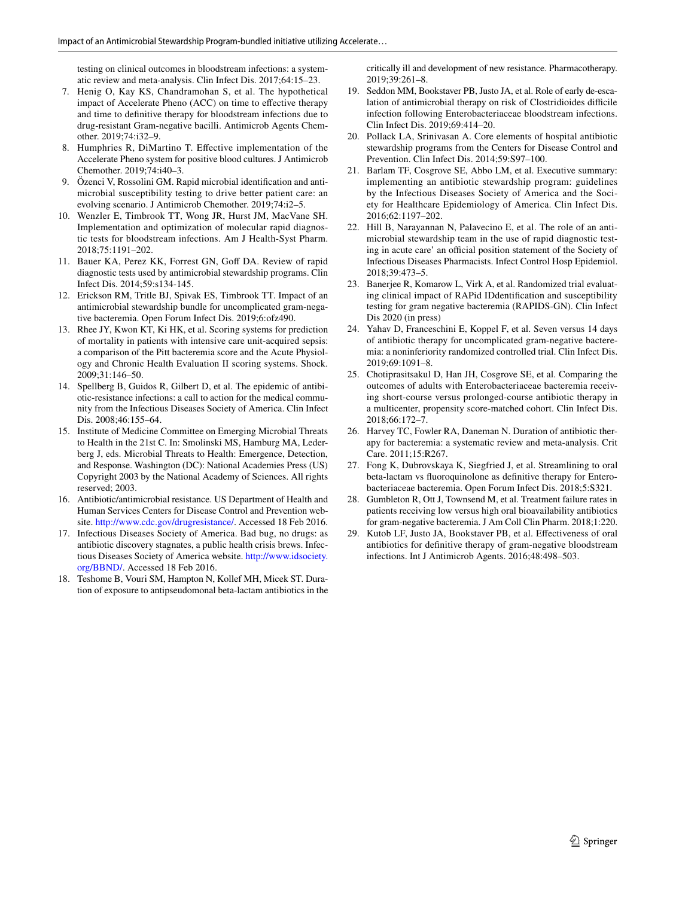testing on clinical outcomes in bloodstream infections: a systematic review and meta-analysis. Clin Infect Dis. 2017;64:15–23.

7. Henig O, Kay KS, Chandramohan S, et al. The hypothetical impact of Accelerate Pheno (ACC) on time to effective therapy and time to definitive therapy for bloodstream infections due to drug-resistant Gram-negative bacilli. Antimicrob Agents Chemother. 2019;74:i32–9.
8. Humphries R, DiMartino T. Effective implementation of the Accelerate Pheno system for positive blood cultures. J Antimicrob Chemother. 2019;74:i40–3.
9. Özenci V, Rossolini GM. Rapid microbial identification and antimicrobial susceptibility testing to drive better patient care: an evolving scenario. J Antimicrob Chemother. 2019;74:i2–5.
10. Wenzler E, Timbrook TT, Wong JR, Hurst JM, MacVane SH. Implementation and optimization of molecular rapid diagnostic tests for bloodstream infections. Am J Health-Syst Pharm. 2018;75:1191–202.
11. Bauer KA, Perez KK, Forrest GN, Goff DA. Review of rapid diagnostic tests used by antimicrobial stewardship programs. Clin Infect Dis. 2014;59:s134-145.
12. Erickson RM, Tritle BJ, Spivak ES, Timbrook TT. Impact of an antimicrobial stewardship bundle for uncomplicated gram-negative bacteremia. Open Forum Infect Dis. 2019;6:ofz490.
13. Rhee JY, Kwon KT, Ki HK, et al. Scoring systems for prediction of mortality in patients with intensive care unit-acquired sepsis: a comparison of the Pitt bacteremia score and the Acute Physiology and Chronic Health Evaluation II scoring systems. Shock. 2009;31:146–50.
14. Spellberg B, Guidos R, Gilbert D, et al. The epidemic of antibiotic-resistance infections: a call to action for the medical community from the Infectious Diseases Society of America. Clin Infect Dis. 2008;46:155–64.
15. Institute of Medicine Committee on Emerging Microbial Threats to Health in the 21st C. In: Smolinski MS, Hamburg MA, Lederberg J, eds. Microbial Threats to Health: Emergence, Detection, and Response. Washington (DC): National Academies Press (US) Copyright 2003 by the National Academy of Sciences. All rights reserved; 2003.
16. Antibiotic/antimicrobial resistance. US Department of Health and Human Services Centers for Disease Control and Prevention website. http://www.cdc.gov/drugresistance/. Accessed 18 Feb 2016.
17. Infectious Diseases Society of America. Bad bug, no drugs: as antibiotic discovery stagnates, a public health crisis brews. Infectious Diseases Society of America website. http://www.idsociety.org/BBND/. Accessed 18 Feb 2016.
18. Teshome B, Vouri SM, Hampton N, Kollef MH, Micek ST. Duration of exposure to antipseudomonal beta-lactam antibiotics in the critically ill and development of new resistance. Pharmacotherapy. 2019;39:261–8.
19. Seddon MM, Bookstaver PB, Justo JA, et al. Role of early de-escalation of antimicrobial therapy on risk of Clostridioides difficile infection following Enterobacteriaceae bloodstream infections. Clin Infect Dis. 2019;69:414–20.
20. Pollack LA, Srinivasan A. Core elements of hospital antibiotic stewardship programs from the Centers for Disease Control and Prevention. Clin Infect Dis. 2014;59:S97–100.
21. Barlam TF, Cosgrove SE, Abbo LM, et al. Executive summary: implementing an antibiotic stewardship program: guidelines by the Infectious Diseases Society of America and the Society for Healthcare Epidemiology of America. Clin Infect Dis. 2016;62:1197–202.
22. Hill B, Narayannan N, Palavecino E, et al. The role of an antimicrobial stewardship team in the use of rapid diagnostic testing in acute care' an official position statement of the Society of Infectious Diseases Pharmacists. Infect Control Hosp Epidemiol. 2018;39:473–5.
23. Banerjee R, Komarow L, Virk A, et al. Randomized trial evaluating clinical impact of RAPid IDdentification and susceptibility testing for gram negative bacteremia (RAPIDS-GN). Clin Infect Dis 2020 (in press)
24. Yahav D, Franceschini E, Koppel F, et al. Seven versus 14 days of antibiotic therapy for uncomplicated gram-negative bacteremia: a noninferiority randomized controlled trial. Clin Infect Dis. 2019;69:1091–8.
25. Chotiprasitsakul D, Han JH, Cosgrove SE, et al. Comparing the outcomes of adults with Enterobacteriaceae bacteremia receiving short-course versus prolonged-course antibiotic therapy in a multicenter, propensity score-matched cohort. Clin Infect Dis. 2018;66:172–7.
26. Harvey TC, Fowler RA, Daneman N. Duration of antibiotic therapy for bacteremia: a systematic review and meta-analysis. Crit Care. 2011;15:R267.
27. Fong K, Dubrovskaya K, Siegfried J, et al. Streamlining to oral beta-lactam vs fluoroquinolone as definitive therapy for Enterobacteriaceae bacteremia. Open Forum Infect Dis. 2018;5:S321.
28. Gumbleton R, Ott J, Townsend M, et al. Treatment failure rates in patients receiving low versus high oral bioavailability antibiotics for gram-negative bacteremia. J Am Coll Clin Pharm. 2018;1:220.
29. Kutob LF, Justo JA, Bookstaver PB, et al. Effectiveness of oral antibiotics for definitive therapy of gram-negative bloodstream infections. Int J Antimicrob Agents. 2016;48:498–503.